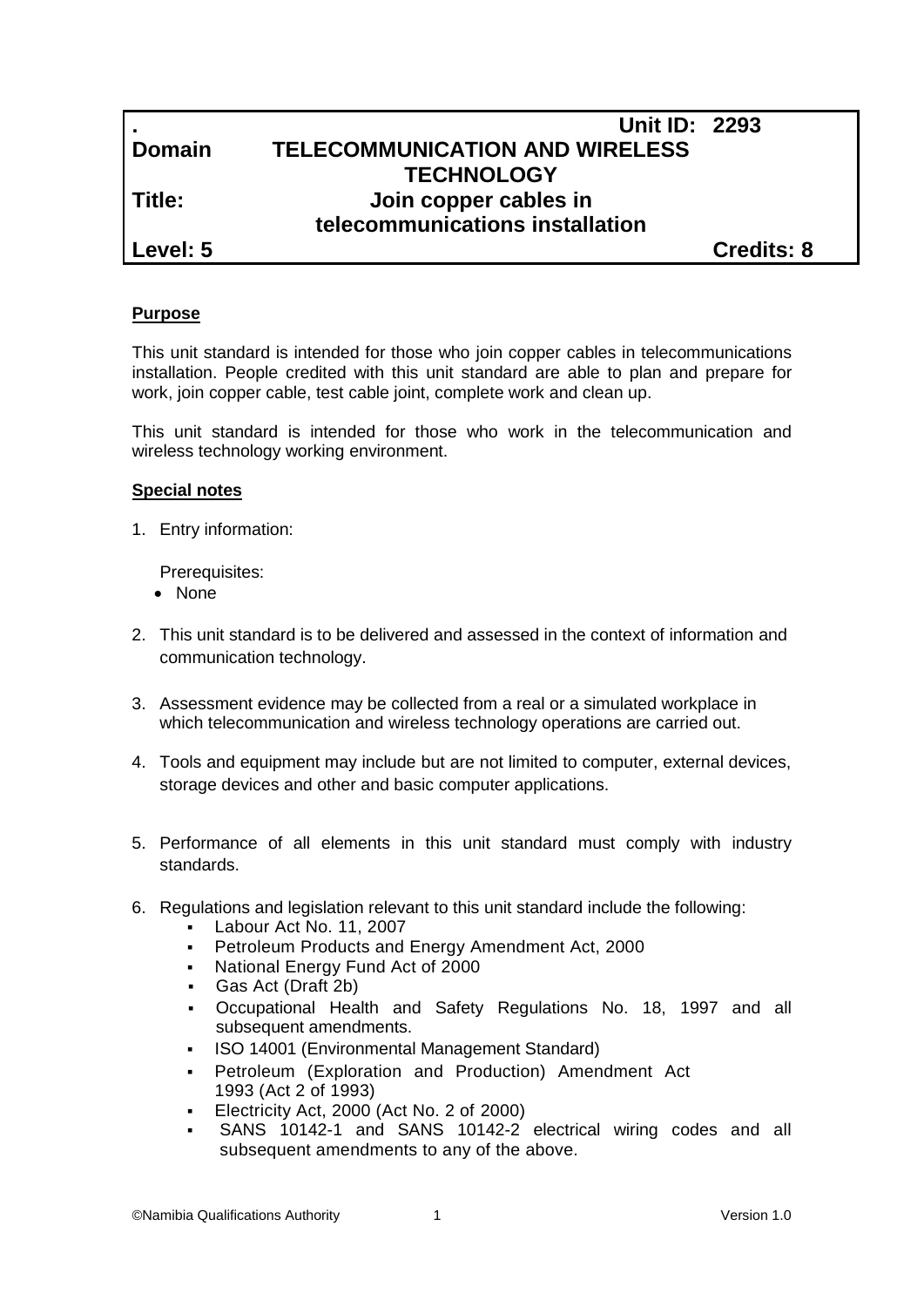| . | | Unit ID: 2293 |
|---|---|---|
| **Domain** | **TELECOMMUNICATION AND WIRELESS TECHNOLOGY** | |
| **Title:** | **Join copper cables in telecommunications installation** | |
| **Level: 5** | | **Credits: 8** |

**Purpose**

This unit standard is intended for those who join copper cables in telecommunications installation. People credited with this unit standard are able to plan and prepare for work, join copper cable, test cable joint, complete work and clean up.

This unit standard is intended for those who work in the telecommunication and wireless technology working environment.

**Special notes**

1. Entry information:

   Prerequisites:
   - None

2. This unit standard is to be delivered and assessed in the context of information and communication technology.

3. Assessment evidence may be collected from a real or a simulated workplace in which telecommunication and wireless technology operations are carried out.

4. Tools and equipment may include but are not limited to computer, external devices, storage devices and other and basic computer applications.

5. Performance of all elements in this unit standard must comply with industry standards.

6. Regulations and legislation relevant to this unit standard include the following:
   - Labour Act No. 11, 2007
   - Petroleum Products and Energy Amendment Act, 2000
   - National Energy Fund Act of 2000
   - Gas Act (Draft 2b)
   - Occupational Health and Safety Regulations No. 18, 1997 and all subsequent amendments.
   - ISO 14001 (Environmental Management Standard)
   - Petroleum (Exploration and Production) Amendment Act 1993 (Act 2 of 1993)
   - Electricity Act, 2000 (Act No. 2 of 2000)
   - SANS 10142-1 and SANS 10142-2 electrical wiring codes and all subsequent amendments to any of the above.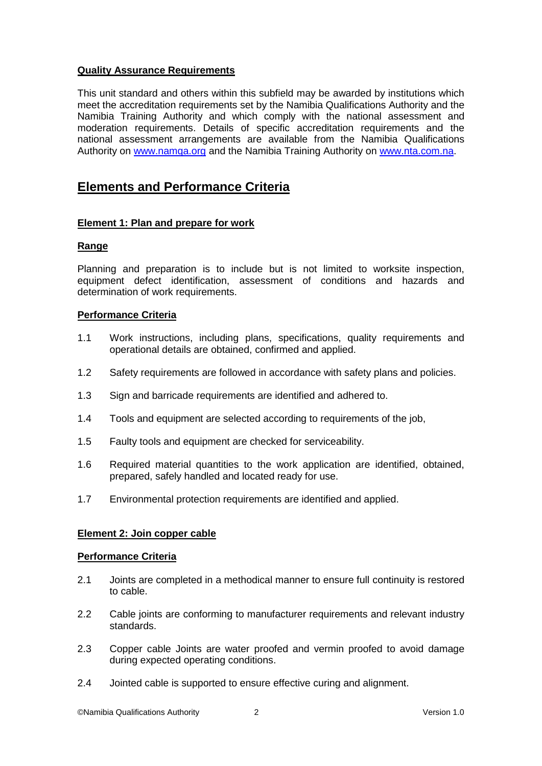**Quality Assurance Requirements**

This unit standard and others within this subfield may be awarded by institutions which meet the accreditation requirements set by the Namibia Qualifications Authority and the Namibia Training Authority and which comply with the national assessment and moderation requirements. Details of specific accreditation requirements and the national assessment arrangements are available from the Namibia Qualifications Authority on www.namqa.org and the Namibia Training Authority on www.nta.com.na.

# Elements and Performance Criteria

## Element 1: Plan and prepare for work

### Range

Planning and preparation is to include but is not limited to worksite inspection, equipment defect identification, assessment of conditions and hazards and determination of work requirements.

### Performance Criteria

1.1 Work instructions, including plans, specifications, quality requirements and operational details are obtained, confirmed and applied.

1.2 Safety requirements are followed in accordance with safety plans and policies.

1.3 Sign and barricade requirements are identified and adhered to.

1.4 Tools and equipment are selected according to requirements of the job,

1.5 Faulty tools and equipment are checked for serviceability.

1.6 Required material quantities to the work application are identified, obtained, prepared, safely handled and located ready for use.

1.7 Environmental protection requirements are identified and applied.

## Element 2: Join copper cable

### Performance Criteria

2.1 Joints are completed in a methodical manner to ensure full continuity is restored to cable.

2.2 Cable joints are conforming to manufacturer requirements and relevant industry standards.

2.3 Copper cable Joints are water proofed and vermin proofed to avoid damage during expected operating conditions.

2.4 Jointed cable is supported to ensure effective curing and alignment.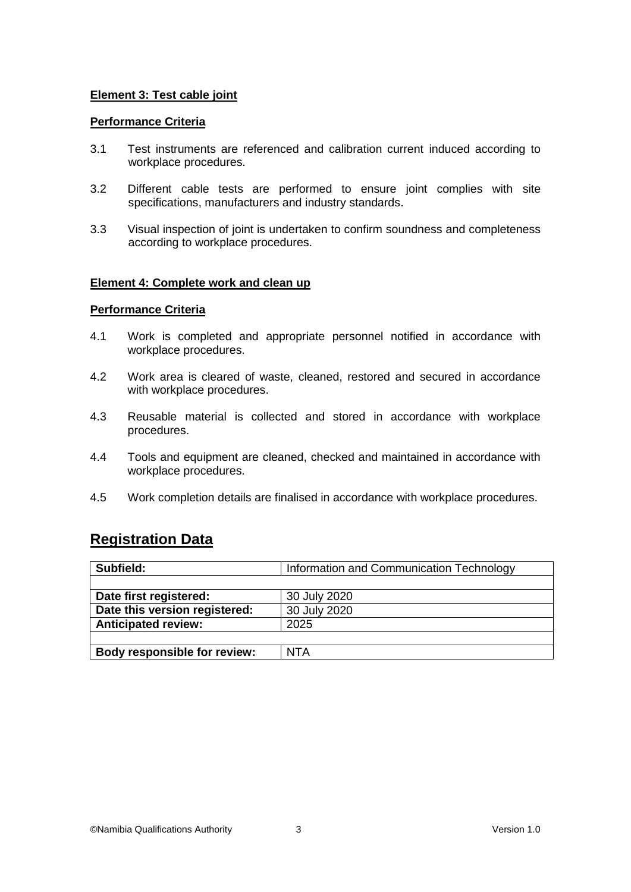**Element 3: Test cable joint**

**Performance Criteria**

3.1 Test instruments are referenced and calibration current induced according to workplace procedures.

3.2 Different cable tests are performed to ensure joint complies with site specifications, manufacturers and industry standards.

3.3 Visual inspection of joint is undertaken to confirm soundness and completeness according to workplace procedures.

**Element 4: Complete work and clean up**

**Performance Criteria**

4.1 Work is completed and appropriate personnel notified in accordance with workplace procedures.

4.2 Work area is cleared of waste, cleaned, restored and secured in accordance with workplace procedures.

4.3 Reusable material is collected and stored in accordance with workplace procedures.

4.4 Tools and equipment are cleaned, checked and maintained in accordance with workplace procedures.

4.5 Work completion details are finalised in accordance with workplace procedures.

## Registration Data

| | |
|---|---|
| **Subfield:** | Information and Communication Technology |
| | |
| **Date first registered:** | 30 July 2020 |
| **Date this version registered:** | 30 July 2020 |
| **Anticipated review:** | 2025 |
| | |
| **Body responsible for review:** | NTA |